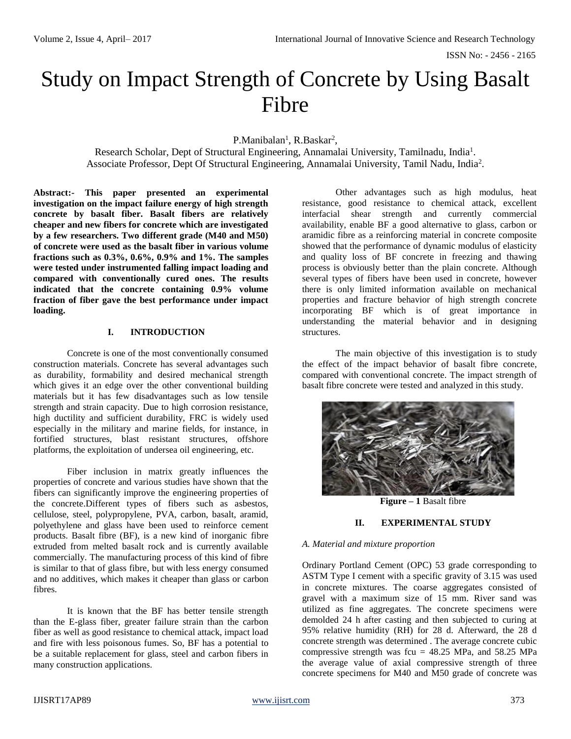# Study on Impact Strength of Concrete by Using Basalt Fibre

P.Manibalan[1], R.Baskar[2],

Research Scholar, Dept of Structural Engineering, Annamalai University, Tamilnadu, India[1].
Associate Professor, Dept Of Structural Engineering, Annamalai University, Tamil Nadu, India[2].

**Abstract:- This paper presented an experimental investigation on the impact failure energy of high strength concrete by basalt fiber. Basalt fibers are relatively cheaper and new fibers for concrete which are investigated by a few researchers. Two different grade (M40 and M50) of concrete were used as the basalt fiber in various volume fractions such as 0.3%, 0.6%, 0.9% and 1%. The samples were tested under instrumented falling impact loading and compared with conventionally cured ones. The results indicated that the concrete containing 0.9% volume fraction of fiber gave the best performance under impact loading.**

## I. INTRODUCTION

Concrete is one of the most conventionally consumed construction materials. Concrete has several advantages such as durability, formability and desired mechanical strength which gives it an edge over the other conventional building materials but it has few disadvantages such as low tensile strength and strain capacity. Due to high corrosion resistance, high ductility and sufficient durability, FRC is widely used especially in the military and marine fields, for instance, in fortified structures, blast resistant structures, offshore platforms, the exploitation of undersea oil engineering, etc.

Fiber inclusion in matrix greatly influences the properties of concrete and various studies have shown that the fibers can significantly improve the engineering properties of the concrete.Different types of fibers such as asbestos, cellulose, steel, polypropylene, PVA, carbon, basalt, aramid, polyethylene and glass have been used to reinforce cement products. Basalt fibre (BF), is a new kind of inorganic fibre extruded from melted basalt rock and is currently available commercially. The manufacturing process of this kind of fibre is similar to that of glass fibre, but with less energy consumed and no additives, which makes it cheaper than glass or carbon fibres.

It is known that the BF has better tensile strength than the E-glass fiber, greater failure strain than the carbon fiber as well as good resistance to chemical attack, impact load and fire with less poisonous fumes. So, BF has a potential to be a suitable replacement for glass, steel and carbon fibers in many construction applications.

Other advantages such as high modulus, heat resistance, good resistance to chemical attack, excellent interfacial shear strength and currently commercial availability, enable BF a good alternative to glass, carbon or aramidic fibre as a reinforcing material in concrete composite showed that the performance of dynamic modulus of elasticity and quality loss of BF concrete in freezing and thawing process is obviously better than the plain concrete. Although several types of fibers have been used in concrete, however there is only limited information available on mechanical properties and fracture behavior of high strength concrete incorporating BF which is of great importance in understanding the material behavior and in designing structures.

The main objective of this investigation is to study the effect of the impact behavior of basalt fibre concrete, compared with conventional concrete. The impact strength of basalt fibre concrete were tested and analyzed in this study.

**Figure – 1** Basalt fibre

## II. EXPERIMENTAL STUDY

### *A. Material and mixture proportion*

Ordinary Portland Cement (OPC) 53 grade corresponding to ASTM Type I cement with a specific gravity of 3.15 was used in concrete mixtures. The coarse aggregates consisted of gravel with a maximum size of 15 mm. River sand was utilized as fine aggregates. The concrete specimens were demolded 24 h after casting and then subjected to curing at 95% relative humidity (RH) for 28 d. Afterward, the 28 d concrete strength was determined . The average concrete cubic compressive strength was $f_{cu}$ = 48.25 MPa, and 58.25 MPa the average value of axial compressive strength of three concrete specimens for M40 and M50 grade of concrete was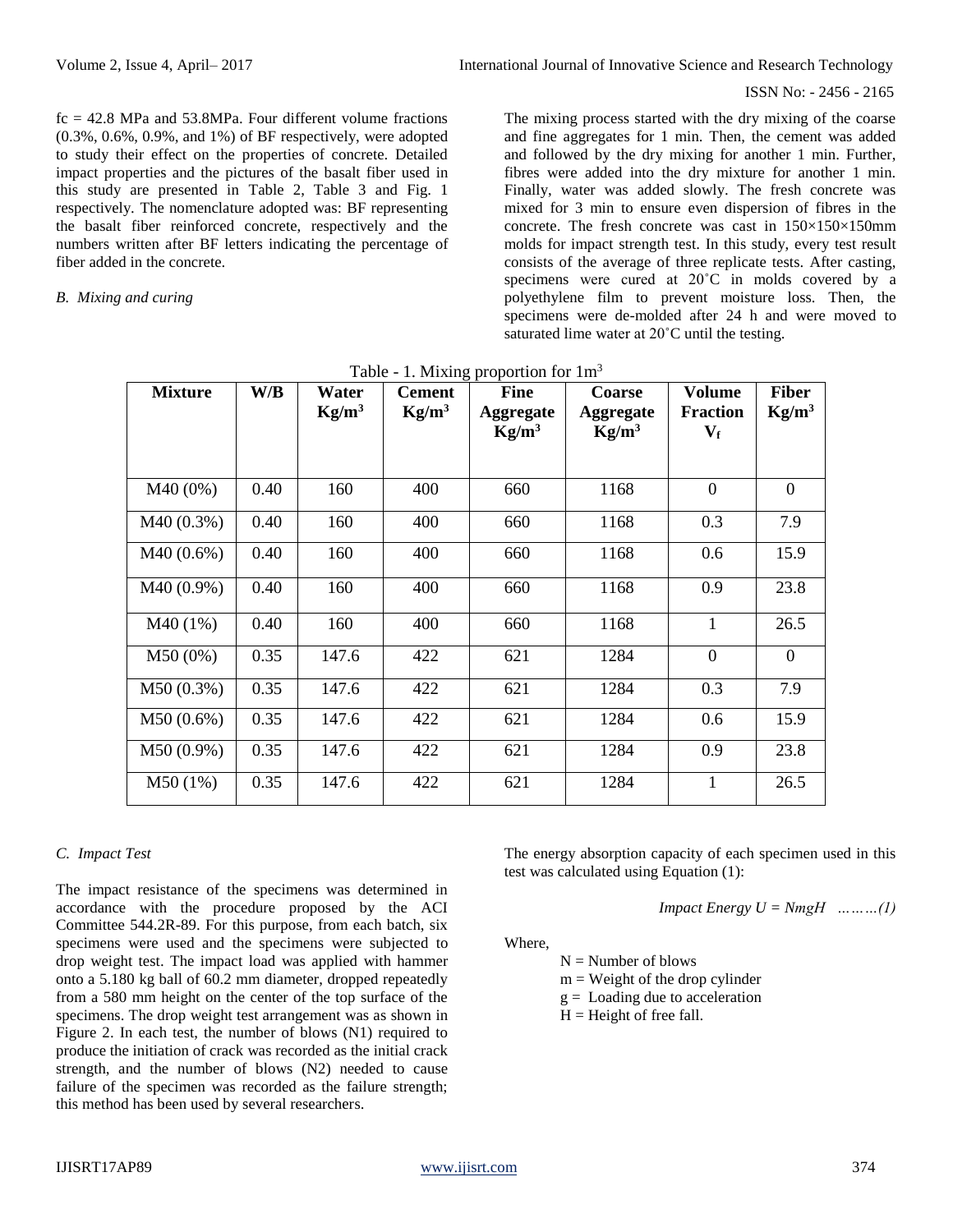fc = 42.8 MPa and 53.8MPa. Four different volume fractions (0.3%, 0.6%, 0.9%, and 1%) of BF respectively, were adopted to study their effect on the properties of concrete. Detailed impact properties and the pictures of the basalt fiber used in this study are presented in Table 2, Table 3 and Fig. 1 respectively. The nomenclature adopted was: BF representing the basalt fiber reinforced concrete, respectively and the numbers written after BF letters indicating the percentage of fiber added in the concrete.

### *B. Mixing and curing*

The mixing process started with the dry mixing of the coarse and fine aggregates for 1 min. Then, the cement was added and followed by the dry mixing for another 1 min. Further, fibres were added into the dry mixture for another 1 min. Finally, water was added slowly. The fresh concrete was mixed for 3 min to ensure even dispersion of fibres in the concrete. The fresh concrete was cast in 150×150×150mm molds for impact strength test. In this study, every test result consists of the average of three replicate tests. After casting, specimens were cured at 20˚C in molds covered by a polyethylene film to prevent moisture loss. Then, the specimens were de-molded after 24 h and were moved to saturated lime water at 20˚C until the testing.

Table - 1. Mixing proportion for $1m^3$

| Mixture | W/B | Water $Kg/m^3$ | Cement $Kg/m^3$ | Fine Aggregate $Kg/m^3$ | Coarse Aggregate $Kg/m^3$ | Volume Fraction $V_f$ | Fiber $Kg/m^3$ |
|---|---|---|---|---|---|---|---|
| M40 (0%) | 0.40 | 160 | 400 | 660 | 1168 | 0 | 0 |
| M40 (0.3%) | 0.40 | 160 | 400 | 660 | 1168 | 0.3 | 7.9 |
| M40 (0.6%) | 0.40 | 160 | 400 | 660 | 1168 | 0.6 | 15.9 |
| M40 (0.9%) | 0.40 | 160 | 400 | 660 | 1168 | 0.9 | 23.8 |
| M40 (1%) | 0.40 | 160 | 400 | 660 | 1168 | 1 | 26.5 |
| M50 (0%) | 0.35 | 147.6 | 422 | 621 | 1284 | 0 | 0 |
| M50 (0.3%) | 0.35 | 147.6 | 422 | 621 | 1284 | 0.3 | 7.9 |
| M50 (0.6%) | 0.35 | 147.6 | 422 | 621 | 1284 | 0.6 | 15.9 |
| M50 (0.9%) | 0.35 | 147.6 | 422 | 621 | 1284 | 0.9 | 23.8 |
| M50 (1%) | 0.35 | 147.6 | 422 | 621 | 1284 | 1 | 26.5 |

### *C. Impact Test*

The impact resistance of the specimens was determined in accordance with the procedure proposed by the ACI Committee 544.2R-89. For this purpose, from each batch, six specimens were used and the specimens were subjected to drop weight test. The impact load was applied with hammer onto a 5.180 kg ball of 60.2 mm diameter, dropped repeatedly from a 580 mm height on the center of the top surface of the specimens. The drop weight test arrangement was as shown in Figure 2. In each test, the number of blows (N1) required to produce the initiation of crack was recorded as the initial crack strength, and the number of blows (N2) needed to cause failure of the specimen was recorded as the failure strength; this method has been used by several researchers.

The energy absorption capacity of each specimen used in this test was calculated using Equation (1):

$$\text{Impact Energy } U = NmgH \quad \ldots\ldots\ldots(1)$$

Where,

- N = Number of blows
- m = Weight of the drop cylinder
- g = Loading due to acceleration
- H = Height of free fall.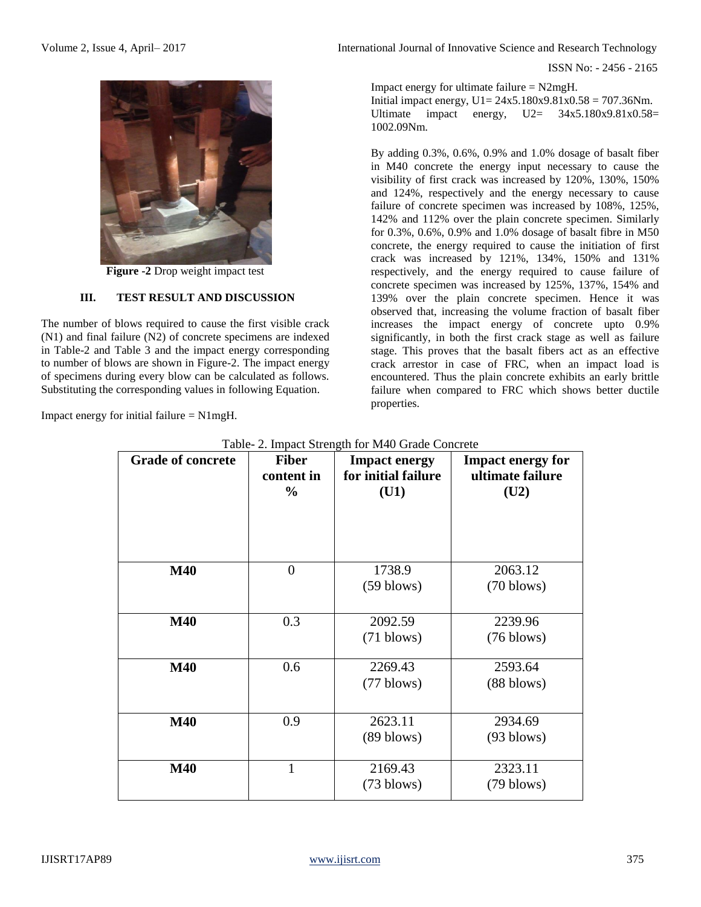Figure -2 Drop weight impact test

## III. TEST RESULT AND DISCUSSION

The number of blows required to cause the first visible crack (N1) and final failure (N2) of concrete specimens are indexed in Table-2 and Table 3 and the impact energy corresponding to number of blows are shown in Figure-2. The impact energy of specimens during every blow can be calculated as follows. Substituting the corresponding values in following Equation.

Impact energy for initial failure = N1mgH.

Impact energy for ultimate failure = N2mgH.

Initial impact energy, U1= 24x5.180x9.81x0.58 = 707.36Nm.

Ultimate impact energy, U2= 34x5.180x9.81x0.58= 1002.09Nm.

By adding 0.3%, 0.6%, 0.9% and 1.0% dosage of basalt fiber in M40 concrete the energy input necessary to cause the visibility of first crack was increased by 120%, 130%, 150% and 124%, respectively and the energy necessary to cause failure of concrete specimen was increased by 108%, 125%, 142% and 112% over the plain concrete specimen. Similarly for 0.3%, 0.6%, 0.9% and 1.0% dosage of basalt fibre in M50 concrete, the energy required to cause the initiation of first crack was increased by 121%, 134%, 150% and 131% respectively, and the energy required to cause failure of concrete specimen was increased by 125%, 137%, 154% and 139% over the plain concrete specimen. Hence it was observed that, increasing the volume fraction of basalt fiber increases the impact energy of concrete upto 0.9% significantly, in both the first crack stage as well as failure stage. This proves that the basalt fibers act as an effective crack arrestor in case of FRC, when an impact load is encountered. Thus the plain concrete exhibits an early brittle failure when compared to FRC which shows better ductile properties.

Table- 2. Impact Strength for M40 Grade Concrete

| Grade of concrete | Fiber content in % | Impact energy for initial failure (U1) | Impact energy for ultimate failure (U2) |
|---|---|---|---|
| M40 | 0 | 1738.9 (59 blows) | 2063.12 (70 blows) |
| M40 | 0.3 | 2092.59 (71 blows) | 2239.96 (76 blows) |
| M40 | 0.6 | 2269.43 (77 blows) | 2593.64 (88 blows) |
| M40 | 0.9 | 2623.11 (89 blows) | 2934.69 (93 blows) |
| M40 | 1 | 2169.43 (73 blows) | 2323.11 (79 blows) |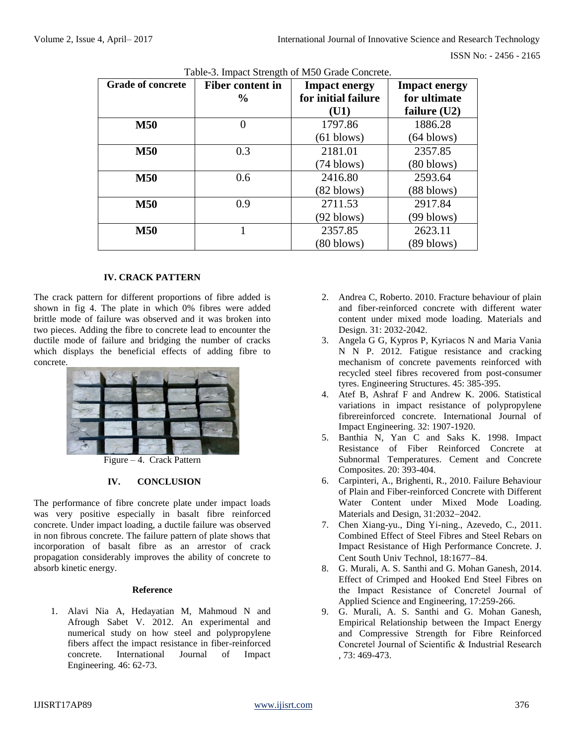Table-3. Impact Strength of M50 Grade Concrete.

| Grade of concrete | Fiber content in % | Impact energy for initial failure (U1) | Impact energy for ultimate failure (U2) |
|---|---|---|---|
| **M50** | 0 | 1797.86 (61 blows) | 1886.28 (64 blows) |
| **M50** | 0.3 | 2181.01 (74 blows) | 2357.85 (80 blows) |
| **M50** | 0.6 | 2416.80 (82 blows) | 2593.64 (88 blows) |
| **M50** | 0.9 | 2711.53 (92 blows) | 2917.84 (99 blows) |
| **M50** | 1 | 2357.85 (80 blows) | 2623.11 (89 blows) |

## IV. CRACK PATTERN

The crack pattern for different proportions of fibre added is shown in fig 4. The plate in which 0% fibres were added brittle mode of failure was observed and it was broken into two pieces. Adding the fibre to concrete lead to encounter the ductile mode of failure and bridging the number of cracks which displays the beneficial effects of adding fibre to concrete.

Figure – 4. Crack Pattern

## IV. CONCLUSION

The performance of fibre concrete plate under impact loads was very positive especially in basalt fibre reinforced concrete. Under impact loading, a ductile failure was observed in non fibrous concrete. The failure pattern of plate shows that incorporation of basalt fibre as an arrestor of crack propagation considerably improves the ability of concrete to absorb kinetic energy.

### Reference

1. Alavi Nia A, Hedayatian M, Mahmoud N and Afrough Sabet V. 2012. An experimental and numerical study on how steel and polypropylene fibers affect the impact resistance in fiber-reinforced concrete. International Journal of Impact Engineering. 46: 62-73.
2. Andrea C, Roberto. 2010. Fracture behaviour of plain and fiber-reinforced concrete with different water content under mixed mode loading. Materials and Design. 31: 2032-2042.
3. Angela G G, Kypros P, Kyriacos N and Maria Vania N N P. 2012. Fatigue resistance and cracking mechanism of concrete pavements reinforced with recycled steel fibres recovered from post-consumer tyres. Engineering Structures. 45: 385-395.
4. Atef B, Ashraf F and Andrew K. 2006. Statistical variations in impact resistance of polypropylene fibrereinforced concrete. International Journal of Impact Engineering. 32: 1907-1920.
5. Banthia N, Yan C and Saks K. 1998. Impact Resistance of Fiber Reinforced Concrete at Subnormal Temperatures. Cement and Concrete Composites. 20: 393-404.
6. Carpinteri, A., Brighenti, R., 2010. Failure Behaviour of Plain and Fiber-reinforced Concrete with Different Water Content under Mixed Mode Loading. Materials and Design, 31:2032–2042.
7. Chen Xiang-yu., Ding Yi-ning., Azevedo, C., 2011. Combined Effect of Steel Fibres and Steel Rebars on Impact Resistance of High Performance Concrete. J. Cent South Univ Technol, 18:1677–84.
8. G. Murali, A. S. Santhi and G. Mohan Ganesh, 2014. Effect of Crimped and Hooked End Steel Fibres on the Impact Resistance of Concrete‖ Journal of Applied Science and Engineering, 17:259-266.
9. G. Murali, A. S. Santhi and G. Mohan Ganesh, Empirical Relationship between the Impact Energy and Compressive Strength for Fibre Reinforced Concrete‖ Journal of Scientific & Industrial Research , 73: 469-473.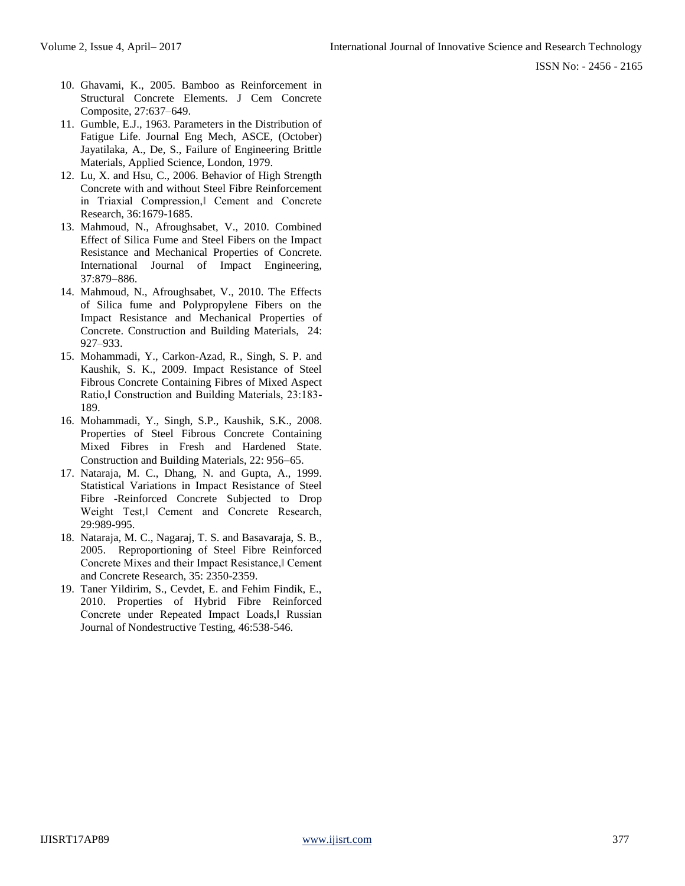10. Ghavami, K., 2005. Bamboo as Reinforcement in Structural Concrete Elements. J Cem Concrete Composite, 27:637–649.
11. Gumble, E.J., 1963. Parameters in the Distribution of Fatigue Life. Journal Eng Mech, ASCE, (October) Jayatilaka, A., De, S., Failure of Engineering Brittle Materials, Applied Science, London, 1979.
12. Lu, X. and Hsu, C., 2006. Behavior of High Strength Concrete with and without Steel Fibre Reinforcement in Triaxial Compression,‖ Cement and Concrete Research, 36:1679-1685.
13. Mahmoud, N., Afroughsabet, V., 2010. Combined Effect of Silica Fume and Steel Fibers on the Impact Resistance and Mechanical Properties of Concrete. International Journal of Impact Engineering, 37:879–886.
14. Mahmoud, N., Afroughsabet, V., 2010. The Effects of Silica fume and Polypropylene Fibers on the Impact Resistance and Mechanical Properties of Concrete. Construction and Building Materials, 24: 927–933.
15. Mohammadi, Y., Carkon-Azad, R., Singh, S. P. and Kaushik, S. K., 2009. Impact Resistance of Steel Fibrous Concrete Containing Fibres of Mixed Aspect Ratio,‖ Construction and Building Materials, 23:183-189.
16. Mohammadi, Y., Singh, S.P., Kaushik, S.K., 2008. Properties of Steel Fibrous Concrete Containing Mixed Fibres in Fresh and Hardened State. Construction and Building Materials, 22: 956–65.
17. Nataraja, M. C., Dhang, N. and Gupta, A., 1999. Statistical Variations in Impact Resistance of Steel Fibre -Reinforced Concrete Subjected to Drop Weight Test,‖ Cement and Concrete Research, 29:989-995.
18. Nataraja, M. C., Nagaraj, T. S. and Basavaraja, S. B., 2005. Reproportioning of Steel Fibre Reinforced Concrete Mixes and their Impact Resistance,‖ Cement and Concrete Research, 35: 2350-2359.
19. Taner Yildirim, S., Cevdet, E. and Fehim Findik, E., 2010. Properties of Hybrid Fibre Reinforced Concrete under Repeated Impact Loads,‖ Russian Journal of Nondestructive Testing, 46:538-546.